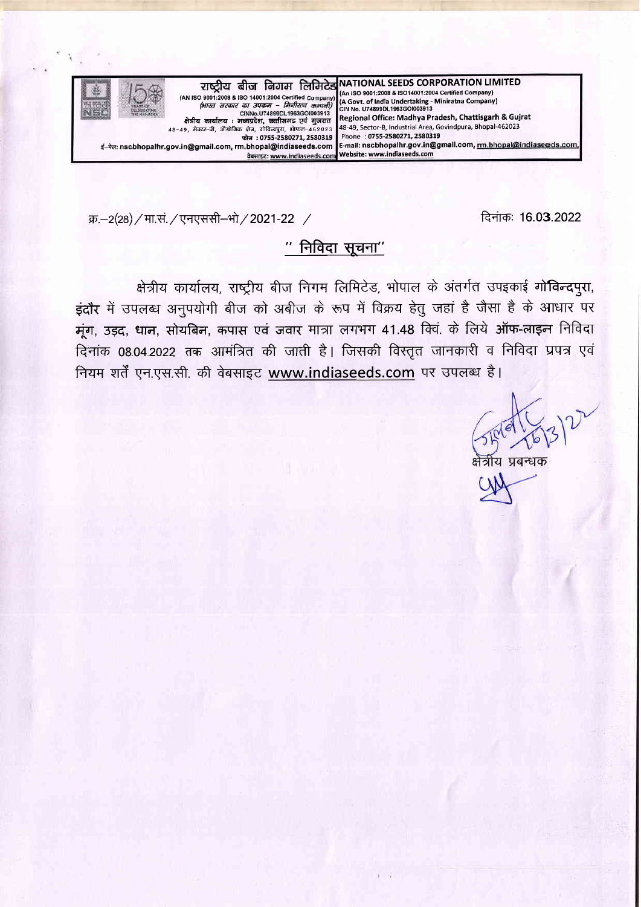राष्ट्रीय बीज निगम लिमिटेड
(AN ISO 9001:2008 & ISO 14001:2004 Certified Company)
(भारत सरकार का उपक्रम – मिनीरत्न कम्पनी)
CINNo.U74899DL1963GOI003913
क्षेत्रीय कार्यालय : मध्यप्रदेश, छत्तीसगढ़ एवं गुजरात
48-49, सेक्टर-बी, औद्योगिक क्षेत्र, गोविन्दपुरा, भोपाल-462023
फोन : 0755-2580271, 2580319
ई-मेल: nscbhopalhr.gov.in@gmail.com, rm.bhopal@indiaseeds.com
वेबसाइट: www.indiaseeds.com

NATIONAL SEEDS CORPORATION LIMITED
(An ISO 9001:2008 & ISO14001:2004 Certified Company)
(A Govt. of India Undertaking - Miniratna Company)
CIN No. U74899DL1963GOI003913
Regional Office: Madhya Pradesh, Chattisgarh & Gujrat
48-49, Sector-B, Industrial Area, Govindpura, Bhopal-462023
Phone : 0755-2580271, 2580319
E-mail: nscbhopalhr.gov.in@gmail.com, rm.bhopal@indiaseeds.com,
Website: www.indiaseeds.com

क्र.–2(28) / मा.सं. / एनएससी–भो / 2021-22 /

दिनांक: 16.03.2022

## " निविदा सूचना"

क्षेत्रीय कार्यालय, राष्ट्रीय बीज निगम लिमिटेड, भोपाल के अंतर्गत उपइकाई **गोविन्दपुरा, इंदौर** में उपलब्ध अनुपयोगी बीज को अबीज के रूप में विक्रय हेतु जहां है जैसा है के आधार पर **मूंग, उड़द, धान, सोयबिन, कपास एवं जवार** मात्रा लगभग 41.48 क्विं. के लिये **ऑफ-लाइन** निविदा दिनांक 08.04.2022 तक आमंत्रित की जाती है। जिसकी विस्तृत जानकारी व निविदा प्रपत्र एवं नियम शर्तें एन.एस.सी. की वेबसाइट www.indiaseeds.com पर उपलब्ध है।

16/3/22

क्षेत्रीय प्रबन्धक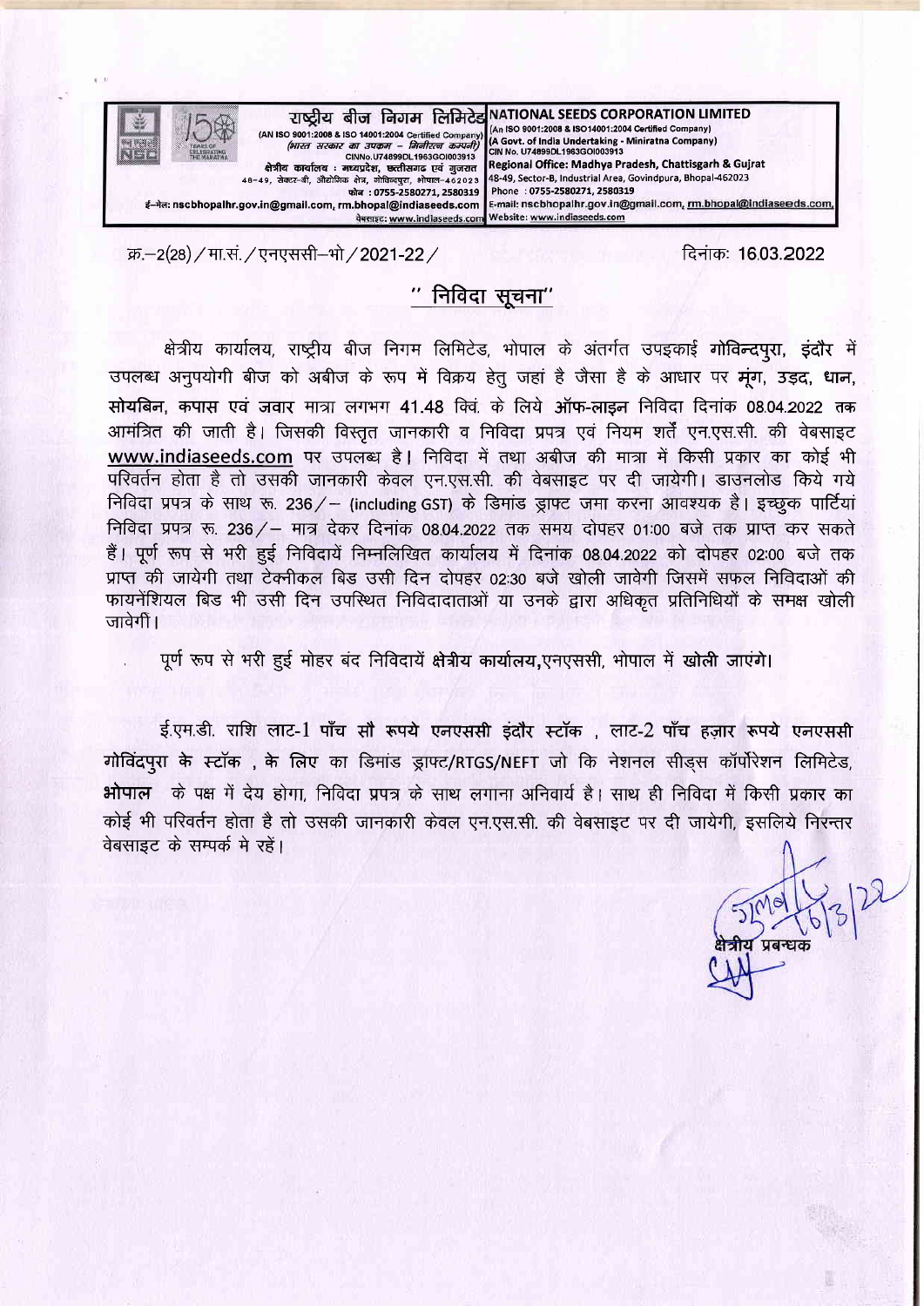**राष्ट्रीय बीज निगम लिमिटेड**
(AN ISO 9001:2008 & ISO 14001:2004 Certified Company)
(भारत सरकार का उपक्रम – मिनीरत्न कम्पनी)
CINNo.U74899DL1963GOI003913
क्षेत्रीय कार्यालय : मध्यप्रदेश, छत्तीसगढ़ एवं गुजरात
48-49, सेक्टर-बी, औद्योगिक क्षेत्र, गोविन्दपुरा, भोपाल-462023
फोन : 0755-2580271, 2580319
ई–मेल: nscbhopalhr.gov.in@gmail.com, rm.bhopal@indiaseeds.com
वेबसाइट: www.indiaseeds.com

**NATIONAL SEEDS CORPORATION LIMITED**
(An ISO 9001:2008 & ISO14001:2004 Certified Company)
(A Govt. of India Undertaking - Miniratna Company)
CIN No. U74899DL1963GOI003913
Regional Office: Madhya Pradesh, Chattisgarh & Gujrat
48-49, Sector-B, Industrial Area, Govindpura, Bhopal-462023
Phone : 0755-2580271, 2580319
E-mail: nscbhopalhr.gov.in@gmail.com, rm.bhopal@indiaseeds.com,
Website: www.indiaseeds.com

क्र.–2(28) / मा.सं. / एनएससी–भो / 2021-22 / दिनांकः 16.03.2022

## " निविदा सूचना"

क्षेत्रीय कार्यालय, राष्ट्रीय बीज निगम लिमिटेड, भोपाल के अंतर्गत उपइकाई **गोविन्दपुरा**, इंदौर में उपलब्ध अनुपयोगी बीज को अबीज के रूप में विक्रय हेतु जहां है जैसा है के आधार पर **मूंग, उड़द, धान, सोयबिन, कपास एवं जवार** मात्रा लगभग **41.48** क्विं. के लिये **ऑफ-लाइन** निविदा दिनांक 08.04.2022 तक आमंत्रित की जाती है। जिसकी विस्तृत जानकारी व निविदा प्रपत्र एवं नियम शर्तें एन.एस.सी. की वेबसाइट www.indiaseeds.com पर उपलब्ध है। निविदा में तथा अबीज की मात्रा में किसी प्रकार का कोई भी परिवर्तन होता है तो उसकी जानकारी केवल एन.एस.सी. की वेबसाइट पर दी जायेगी। डाउनलोड किये गये निविदा प्रपत्र के साथ रू. 236/– (including GST) के डिमांड ड्राफ्ट जमा करना आवश्यक है। इच्छुक पार्टियां निविदा प्रपत्र रू. 236/– मात्र देकर दिनांक 08.04.2022 तक समय दोपहर 01:00 बजे तक प्राप्त कर सकते हैं। पूर्ण रूप से भरी हुई निविदायें निम्नलिखित कार्यालय में दिनांक 08.04.2022 को दोपहर 02:00 बजे तक प्राप्त की जायेगी तथा टेक्नीकल बिड उसी दिन दोपहर 02:30 बजे खोली जावेगी जिसमें सफल निविदाओं की फायनेंशियल बिड भी उसी दिन उपस्थित निविदादाताओं या उनके द्वारा अधिकृत प्रतिनिधियों के समक्ष खोली जावेगी।

पूर्ण रूप से भरी हुई मोहर बंद निविदायें **क्षेत्रीय कार्यालय**,**एनएससी**, भोपाल में **खोली** जाएंगे।

ई.एम.डी. राशि लाट-1 **पाँच सौ रूपये एनएससी इंदौर स्टॉक** , लाट-2 **पाँच हज़ार रूपये एनएससी गोविंदपुरा के स्टॉक** , के लिए का डिमांड ड्राफ्ट/RTGS/NEFT जो कि नेशनल सीड्स कॉर्पोरेशन लिमिटेड, **भोपाल** के पक्ष में देय होगा, निविदा प्रपत्र के साथ लगाना अनिवार्य है। साथ ही निविदा में किसी प्रकार का कोई भी परिवर्तन होता है तो उसकी जानकारी केवल एन.एस.सी. की वेबसाइट पर दी जायेगी, इसलिये निरन्तर वेबसाइट के सम्पर्क मे रहें।

16/3/22

क्षेत्रीय प्रबन्धक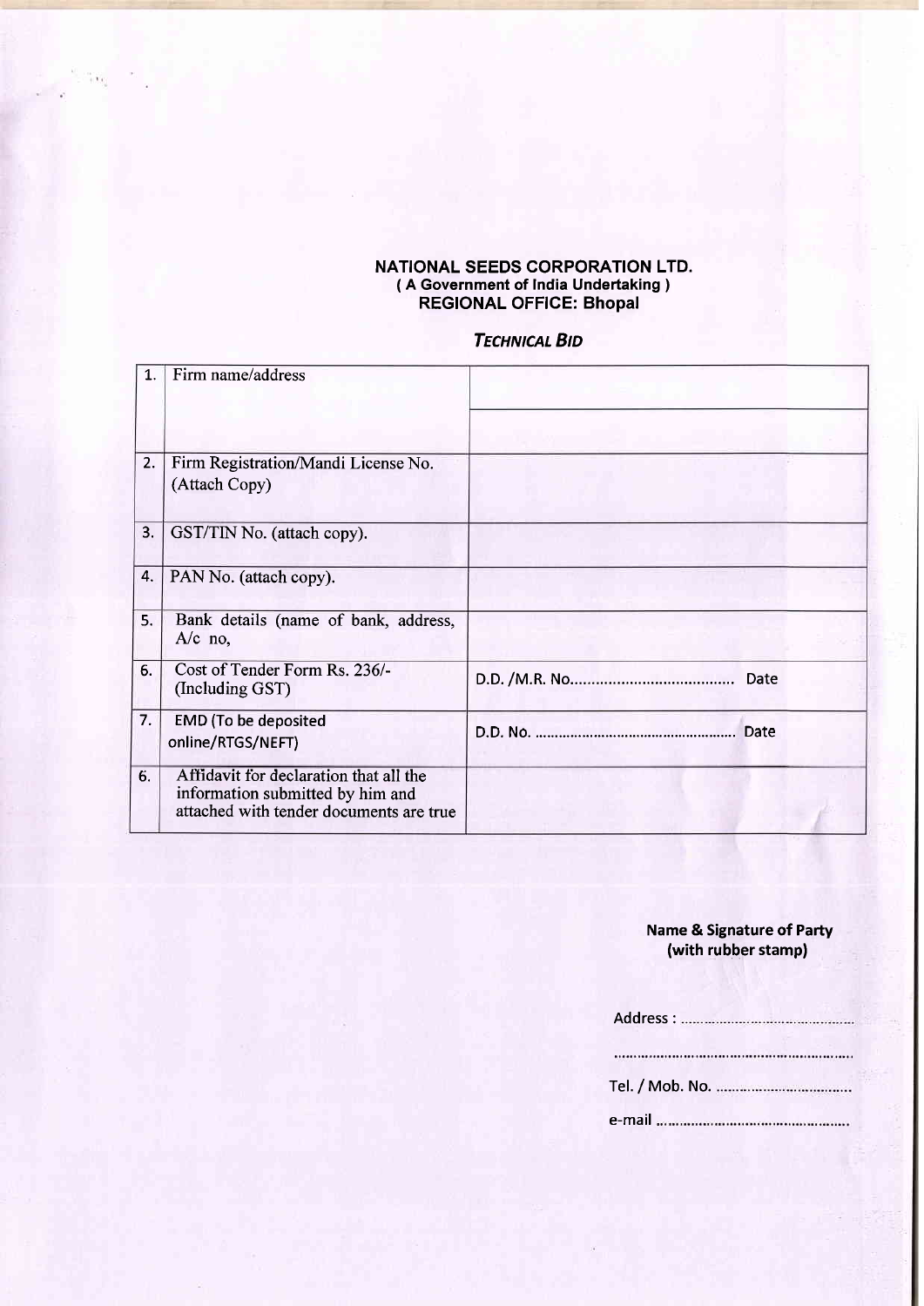**NATIONAL SEEDS CORPORATION LTD.**
**( A Government of India Undertaking )**
**REGIONAL OFFICE: Bhopal**

***TECHNICAL BID***

| | | |
|---|---|---|
| 1. | Firm name/address | |
| 2. | Firm Registration/Mandi License No. (Attach Copy) | |
| 3. | GST/TIN No. (attach copy). | |
| 4. | PAN No. (attach copy). | |
| 5. | Bank details (name of bank, address, A/c no, | |
| 6. | Cost of Tender Form Rs. 236/- (Including GST) | D.D. /M.R. No...................................... Date |
| 7. | EMD (To be deposited online/RTGS/NEFT) | D.D. No. .................................................. Date |
| 6. | Affidavit for declaration that all the information submitted by him and attached with tender documents are true | |

**Name & Signature of Party**
**(with rubber stamp)**

Address : ............................................

..........................................................

Tel. / Mob. No. ..................................

e-mail ................................................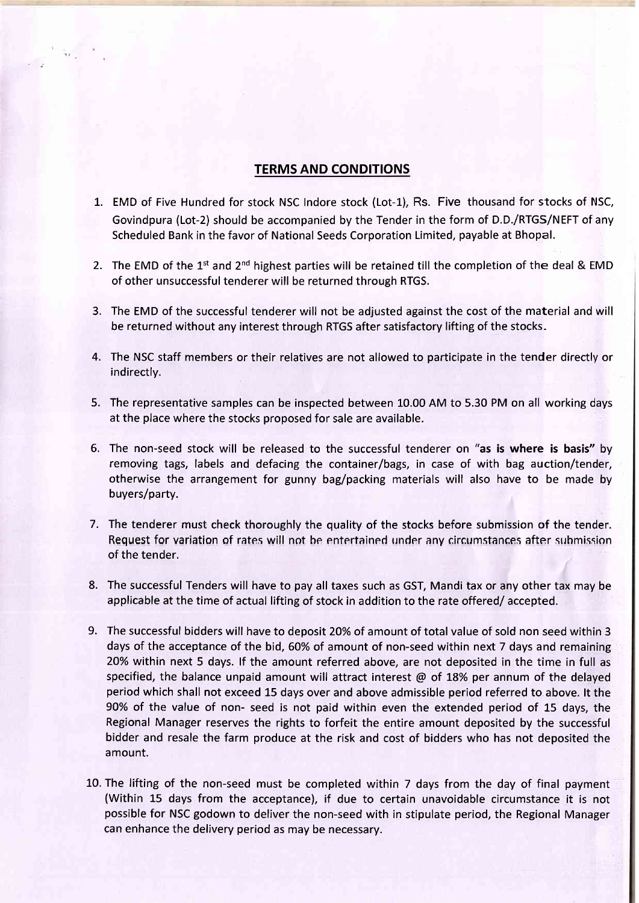## TERMS AND CONDITIONS

1. EMD of Five Hundred for stock NSC Indore stock (Lot-1), Rs. Five thousand for stocks of NSC, Govindpura (Lot-2) should be accompanied by the Tender in the form of D.D./RTGS/NEFT of any Scheduled Bank in the favor of National Seeds Corporation Limited, payable at Bhopal.

2. The EMD of the 1st and 2nd highest parties will be retained till the completion of the deal & EMD of other unsuccessful tenderer will be returned through RTGS.

3. The EMD of the successful tenderer will not be adjusted against the cost of the material and will be returned without any interest through RTGS after satisfactory lifting of the stocks.

4. The NSC staff members or their relatives are not allowed to participate in the tender directly or indirectly.

5. The representative samples can be inspected between 10.00 AM to 5.30 PM on all working days at the place where the stocks proposed for sale are available.

6. The non-seed stock will be released to the successful tenderer on "**as is where is basis**" by removing tags, labels and defacing the container/bags, in case of with bag auction/tender, otherwise the arrangement for gunny bag/packing materials will also have to be made by buyers/party.

7. The tenderer must check thoroughly the quality of the stocks before submission of the tender. Request for variation of rates will not be entertained under any circumstances after submission of the tender.

8. The successful Tenders will have to pay all taxes such as GST, Mandi tax or any other tax may be applicable at the time of actual lifting of stock in addition to the rate offered/ accepted.

9. The successful bidders will have to deposit 20% of amount of total value of sold non seed within 3 days of the acceptance of the bid, 60% of amount of non-seed within next 7 days and remaining 20% within next 5 days. If the amount referred above, are not deposited in the time in full as specified, the balance unpaid amount will attract interest @ of 18% per annum of the delayed period which shall not exceed 15 days over and above admissible period referred to above. It the 90% of the value of non- seed is not paid within even the extended period of 15 days, the Regional Manager reserves the rights to forfeit the entire amount deposited by the successful bidder and resale the farm produce at the risk and cost of bidders who has not deposited the amount.

10. The lifting of the non-seed must be completed within 7 days from the day of final payment (Within 15 days from the acceptance), if due to certain unavoidable circumstance it is not possible for NSC godown to deliver the non-seed with in stipulate period, the Regional Manager can enhance the delivery period as may be necessary.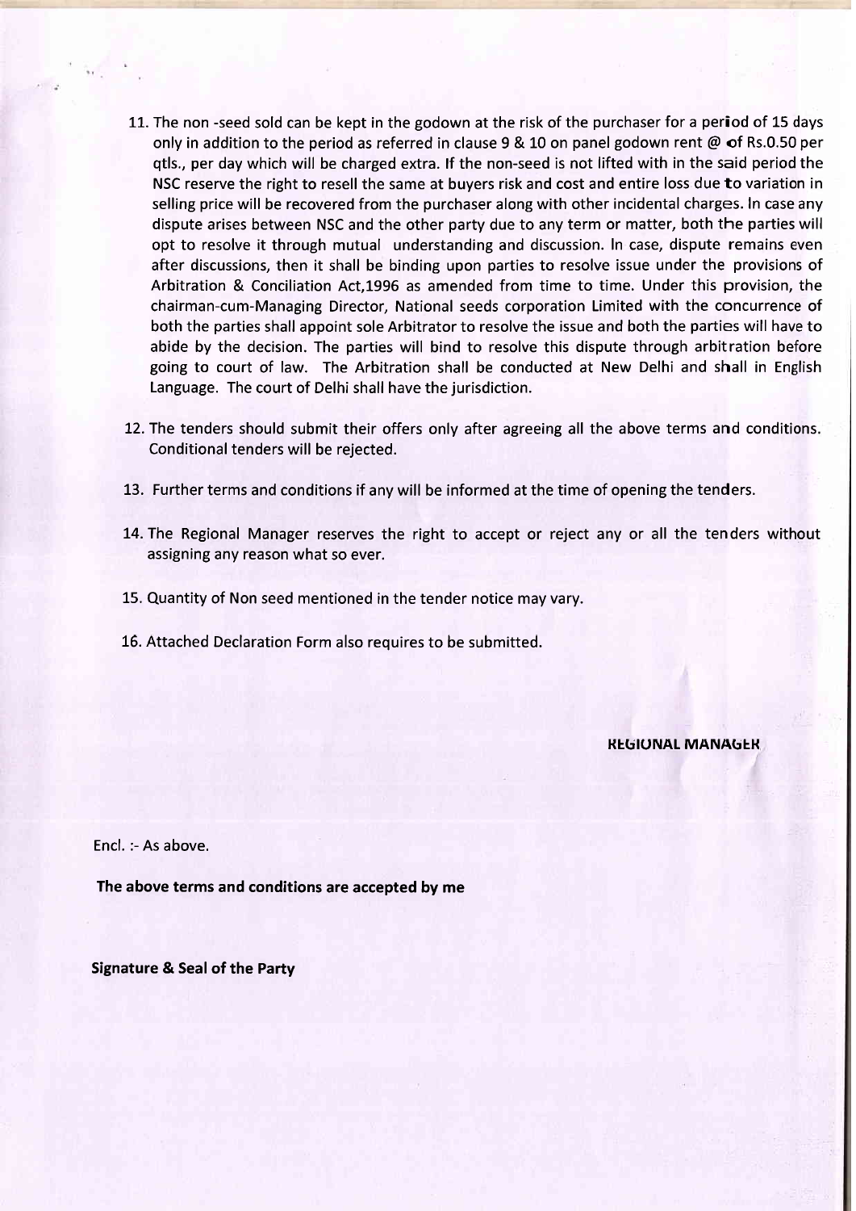11. The non -seed sold can be kept in the godown at the risk of the purchaser for a period of 15 days only in addition to the period as referred in clause 9 & 10 on panel godown rent @ of Rs.0.50 per qtls., per day which will be charged extra. If the non-seed is not lifted with in the said period the NSC reserve the right to resell the same at buyers risk and cost and entire loss due to variation in selling price will be recovered from the purchaser along with other incidental charges. In case any dispute arises between NSC and the other party due to any term or matter, both the parties will opt to resolve it through mutual understanding and discussion. In case, dispute remains even after discussions, then it shall be binding upon parties to resolve issue under the provisions of Arbitration & Conciliation Act,1996 as amended from time to time. Under this provision, the chairman-cum-Managing Director, National seeds corporation Limited with the concurrence of both the parties shall appoint sole Arbitrator to resolve the issue and both the parties will have to abide by the decision. The parties will bind to resolve this dispute through arbitration before going to court of law. The Arbitration shall be conducted at New Delhi and shall in English Language. The court of Delhi shall have the jurisdiction.

12. The tenders should submit their offers only after agreeing all the above terms and conditions. Conditional tenders will be rejected.

13. Further terms and conditions if any will be informed at the time of opening the tenders.

14. The Regional Manager reserves the right to accept or reject any or all the tenders without assigning any reason what so ever.

15. Quantity of Non seed mentioned in the tender notice may vary.

16. Attached Declaration Form also requires to be submitted.

**REGIONAL MANAGER**

Encl. :- As above.

**The above terms and conditions are accepted by me**

**Signature & Seal of the Party**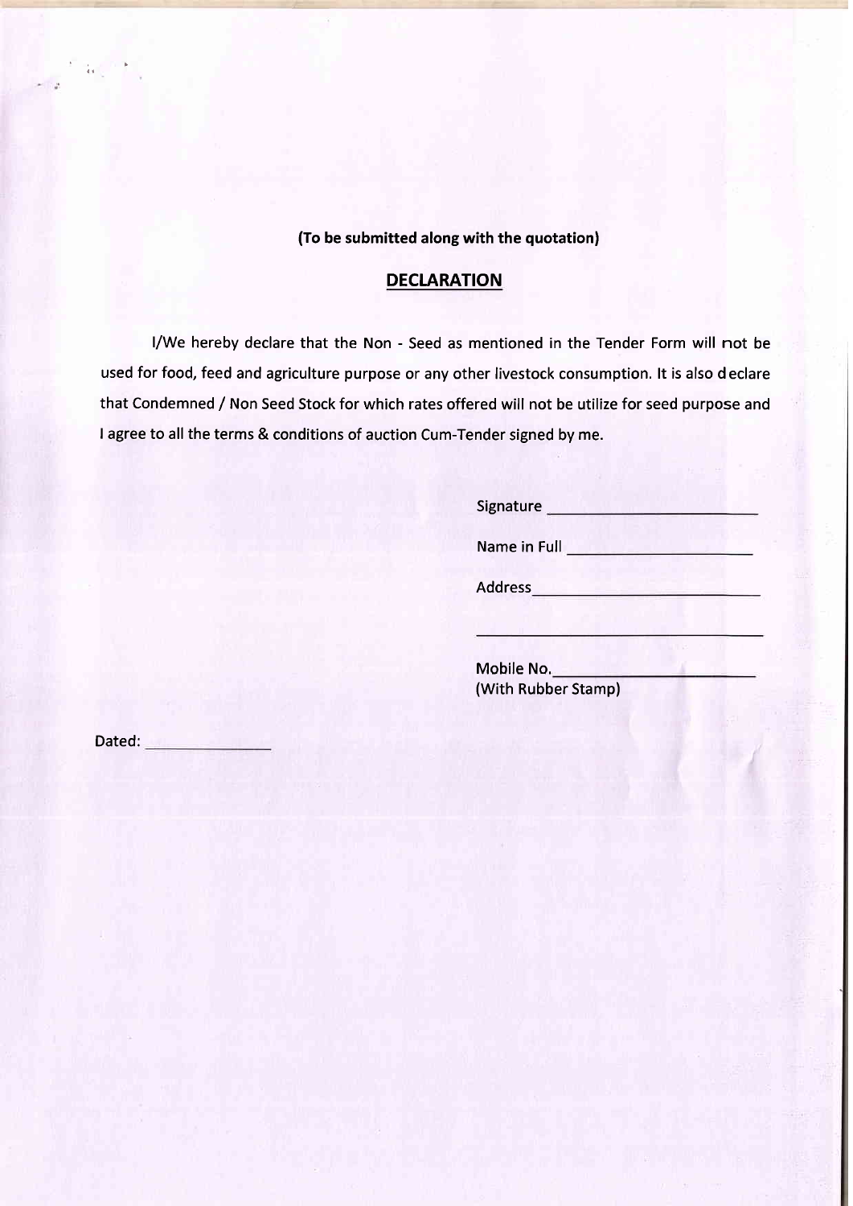**(To be submitted along with the quotation)**

## DECLARATION

I/We hereby declare that the Non - Seed as mentioned in the Tender Form will not be used for food, feed and agriculture purpose or any other livestock consumption. It is also declare that Condemned / Non Seed Stock for which rates offered will not be utilize for seed purpose and I agree to all the terms & conditions of auction Cum-Tender signed by me.

Signature ________________________

Name in Full ______________________

Address__________________________

_________________________________

Mobile No.______________________
(With Rubber Stamp)

Dated: ______________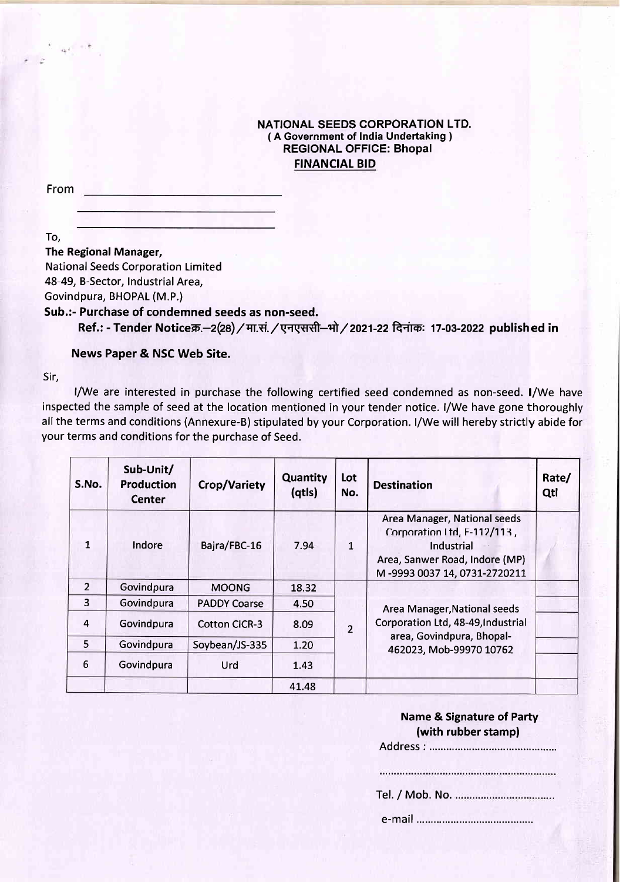**NATIONAL SEEDS CORPORATION LTD.**
**( A Government of India Undertaking )**
**REGIONAL OFFICE: Bhopal**
**FINANCIAL BID**

From ______________________________

______________________________

______________________________

To,

**The Regional Manager,**
National Seeds Corporation Limited
48-49, B-Sector, Industrial Area,
Govindpura, BHOPAL (M.P.)

**Sub.:- Purchase of condemned seeds as non-seed.**

**Ref.: - Tender Noticeक्र.–2(28)/मा.सं./एनएससी–भो/2021-22 दिनांकः 17-03-2022 published in News Paper & NSC Web Site.**

Sir,

I/We are interested in purchase the following certified seed condemned as non-seed. I/We have inspected the sample of seed at the location mentioned in your tender notice. I/We have gone thoroughly all the terms and conditions (Annexure-B) stipulated by your Corporation. I/We will hereby strictly abide for your terms and conditions for the purchase of Seed.

| S.No. | Sub-Unit/ Production Center | Crop/Variety | Quantity (qtls) | Lot No. | Destination | Rate/ Qtl |
|---|---|---|---|---|---|---|
| 1 | Indore | Bajra/FBC-16 | 7.94 | 1 | Area Manager, National seeds Corporation Ltd, F-112/113, Industrial Area, Sanwer Road, Indore (MP) M -9993 0037 14, 0731-2720211 | |
| 2 | Govindpura | MOONG | 18.32 | 2 | Area Manager,National seeds Corporation Ltd, 48-49,Industrial area, Govindpura, Bhopal-462023, Mob-99970 10762 | |
| 3 | Govindpura | PADDY Coarse | 4.50 | | | |
| 4 | Govindpura | Cotton CICR-3 | 8.09 | | | |
| 5 | Govindpura | Soybean/JS-335 | 1.20 | | | |
| 6 | Govindpura | Urd | 1.43 | | | |
| | | | 41.48 | | | |

**Name & Signature of Party**
**(with rubber stamp)**

Address : ..........................................

..........................................................

Tel. / Mob. No. ..................................

e-mail ........................................